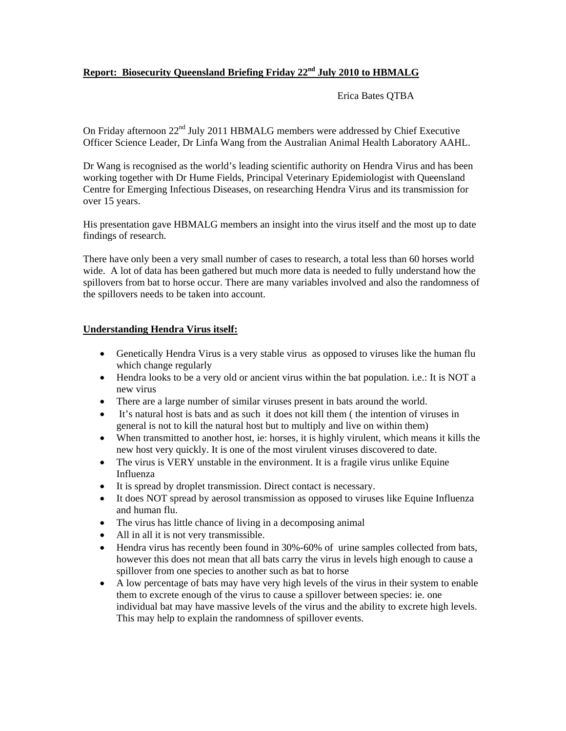**Report: Biosecurity Queensland Briefing Friday 22nd July 2010 to HBMALG**

Erica Bates QTBA

On Friday afternoon 22nd July 2011 HBMALG members were addressed by Chief Executive Officer Science Leader, Dr Linfa Wang from the Australian Animal Health Laboratory AAHL.

Dr Wang is recognised as the world's leading scientific authority on Hendra Virus and has been working together with Dr Hume Fields, Principal Veterinary Epidemiologist with Queensland Centre for Emerging Infectious Diseases, on researching Hendra Virus and its transmission for over 15 years.

His presentation gave HBMALG members an insight into the virus itself and the most up to date findings of research.

There have only been a very small number of cases to research, a total less than 60 horses world wide. A lot of data has been gathered but much more data is needed to fully understand how the spillovers from bat to horse occur. There are many variables involved and also the randomness of the spillovers needs to be taken into account.

**Understanding Hendra Virus itself:**

- Genetically Hendra Virus is a very stable virus as opposed to viruses like the human flu which change regularly
- Hendra looks to be a very old or ancient virus within the bat population. i.e.: It is NOT a new virus
- There are a large number of similar viruses present in bats around the world.
- It's natural host is bats and as such it does not kill them ( the intention of viruses in general is not to kill the natural host but to multiply and live on within them)
- When transmitted to another host, ie: horses, it is highly virulent, which means it kills the new host very quickly. It is one of the most virulent viruses discovered to date.
- The virus is VERY unstable in the environment. It is a fragile virus unlike Equine Influenza
- It is spread by droplet transmission. Direct contact is necessary.
- It does NOT spread by aerosol transmission as opposed to viruses like Equine Influenza and human flu.
- The virus has little chance of living in a decomposing animal
- All in all it is not very transmissible.
- Hendra virus has recently been found in 30%-60% of urine samples collected from bats, however this does not mean that all bats carry the virus in levels high enough to cause a spillover from one species to another such as bat to horse
- A low percentage of bats may have very high levels of the virus in their system to enable them to excrete enough of the virus to cause a spillover between species: ie. one individual bat may have massive levels of the virus and the ability to excrete high levels. This may help to explain the randomness of spillover events.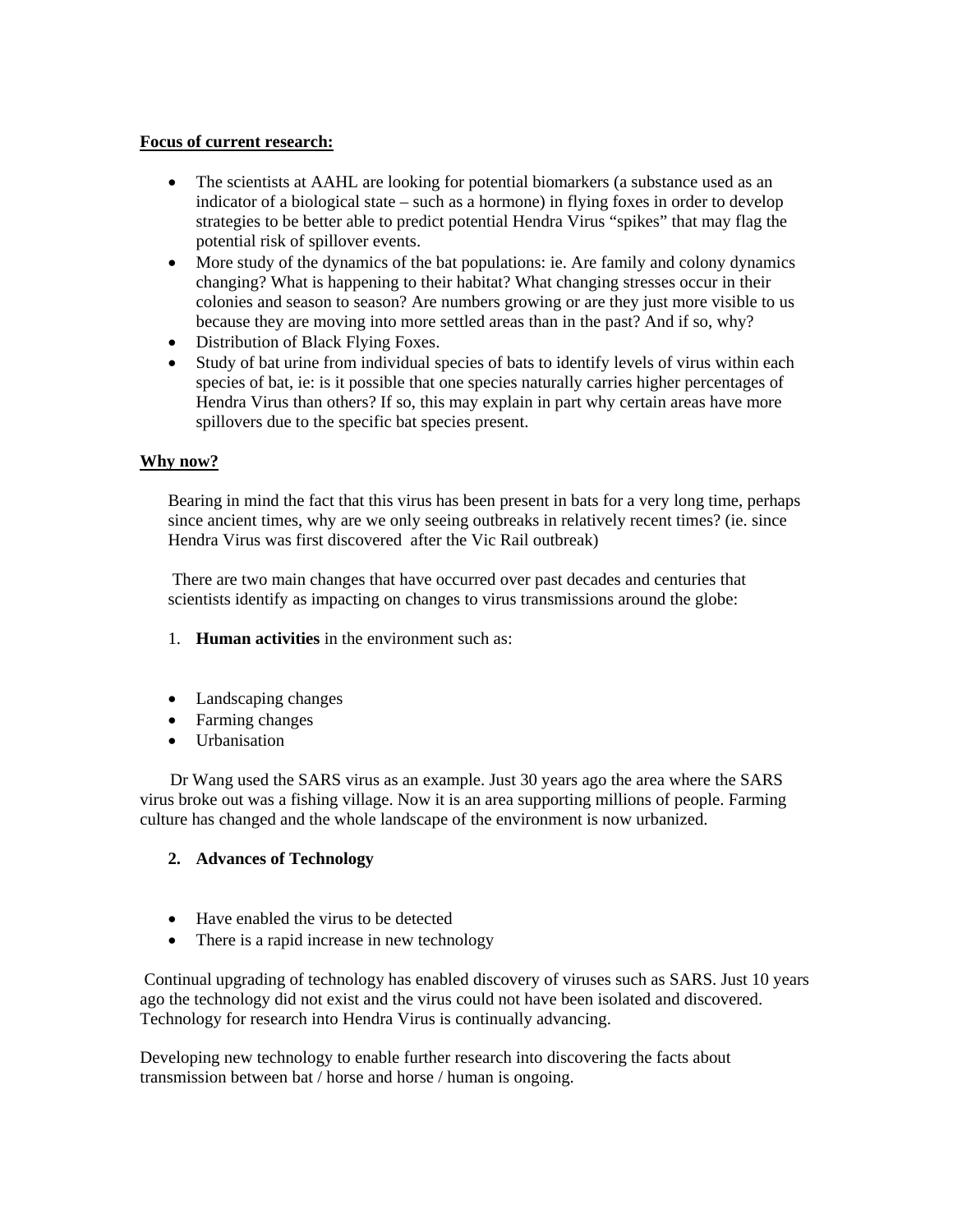**Focus of current research:**

- The scientists at AAHL are looking for potential biomarkers (a substance used as an indicator of a biological state – such as a hormone) in flying foxes in order to develop strategies to be better able to predict potential Hendra Virus "spikes" that may flag the potential risk of spillover events.
- More study of the dynamics of the bat populations: ie. Are family and colony dynamics changing? What is happening to their habitat? What changing stresses occur in their colonies and season to season? Are numbers growing or are they just more visible to us because they are moving into more settled areas than in the past? And if so, why?
- Distribution of Black Flying Foxes.
- Study of bat urine from individual species of bats to identify levels of virus within each species of bat, ie: is it possible that one species naturally carries higher percentages of Hendra Virus than others? If so, this may explain in part why certain areas have more spillovers due to the specific bat species present.

**Why now?**

Bearing in mind the fact that this virus has been present in bats for a very long time, perhaps since ancient times, why are we only seeing outbreaks in relatively recent times? (ie. since Hendra Virus was first discovered after the Vic Rail outbreak)

There are two main changes that have occurred over past decades and centuries that scientists identify as impacting on changes to virus transmissions around the globe:

1. **Human activities** in the environment such as:

- Landscaping changes
- Farming changes
- Urbanisation

Dr Wang used the SARS virus as an example. Just 30 years ago the area where the SARS virus broke out was a fishing village. Now it is an area supporting millions of people. Farming culture has changed and the whole landscape of the environment is now urbanized.

2. **Advances of Technology**

- Have enabled the virus to be detected
- There is a rapid increase in new technology

Continual upgrading of technology has enabled discovery of viruses such as SARS. Just 10 years ago the technology did not exist and the virus could not have been isolated and discovered. Technology for research into Hendra Virus is continually advancing.

Developing new technology to enable further research into discovering the facts about transmission between bat / horse and horse / human is ongoing.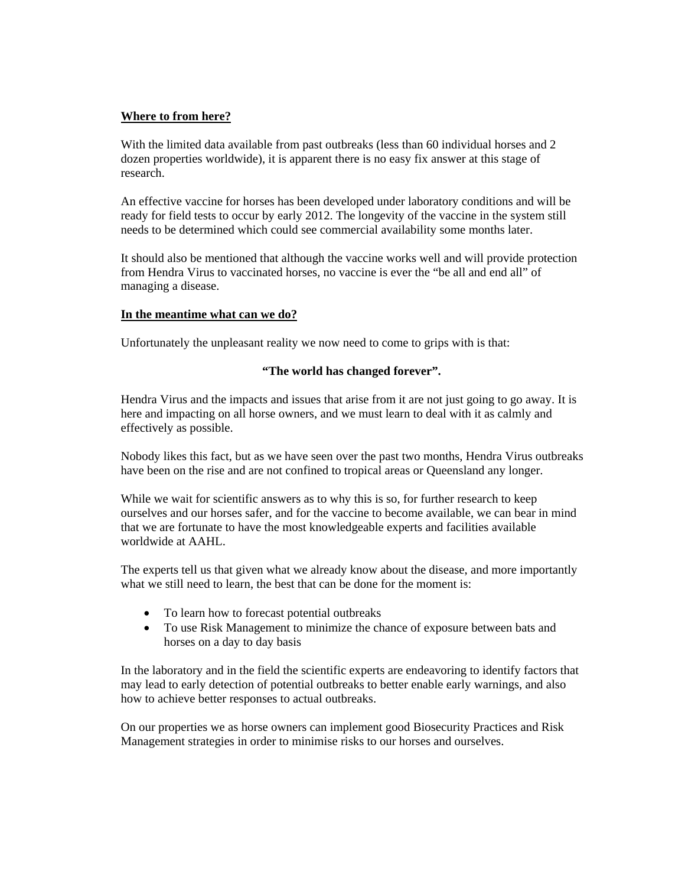**<u>Where to from here?</u>**

With the limited data available from past outbreaks (less than 60 individual horses and 2 dozen properties worldwide), it is apparent there is no easy fix answer at this stage of research.

An effective vaccine for horses has been developed under laboratory conditions and will be ready for field tests to occur by early 2012. The longevity of the vaccine in the system still needs to be determined which could see commercial availability some months later.

It should also be mentioned that although the vaccine works well and will provide protection from Hendra Virus to vaccinated horses, no vaccine is ever the "be all and end all" of managing a disease.

**<u>In the meantime what can we do?</u>**

Unfortunately the unpleasant reality we now need to come to grips with is that:

**"The world has changed forever".**

Hendra Virus and the impacts and issues that arise from it are not just going to go away. It is here and impacting on all horse owners, and we must learn to deal with it as calmly and effectively as possible.

Nobody likes this fact, but as we have seen over the past two months, Hendra Virus outbreaks have been on the rise and are not confined to tropical areas or Queensland any longer.

While we wait for scientific answers as to why this is so, for further research to keep ourselves and our horses safer, and for the vaccine to become available, we can bear in mind that we are fortunate to have the most knowledgeable experts and facilities available worldwide at AAHL.

The experts tell us that given what we already know about the disease, and more importantly what we still need to learn, the best that can be done for the moment is:

- To learn how to forecast potential outbreaks
- To use Risk Management to minimize the chance of exposure between bats and horses on a day to day basis

In the laboratory and in the field the scientific experts are endeavoring to identify factors that may lead to early detection of potential outbreaks to better enable early warnings, and also how to achieve better responses to actual outbreaks.

On our properties we as horse owners can implement good Biosecurity Practices and Risk Management strategies in order to minimise risks to our horses and ourselves.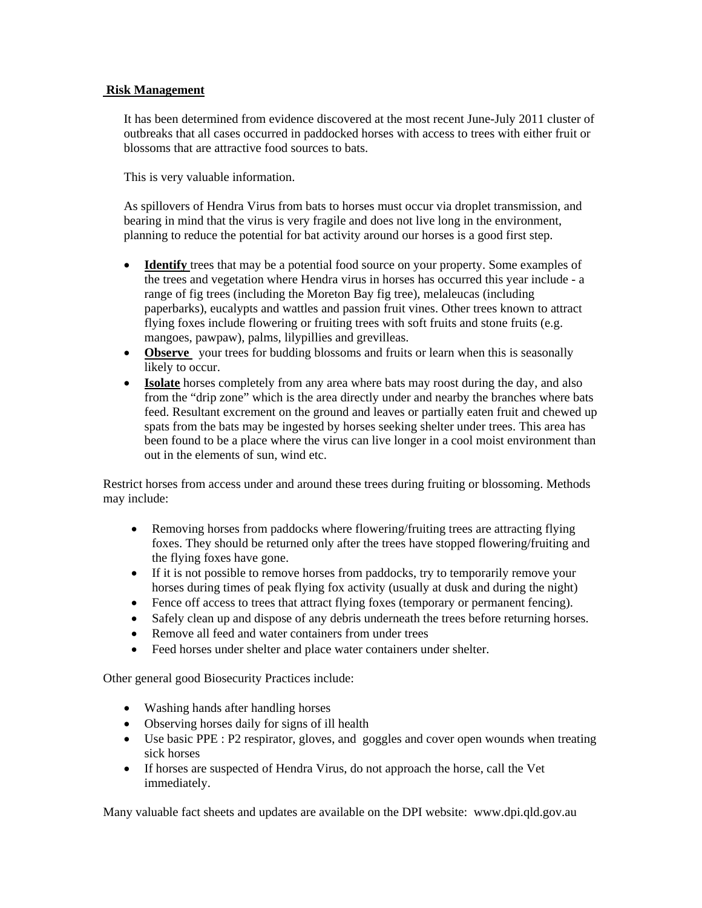**Risk Management**

It has been determined from evidence discovered at the most recent June-July 2011 cluster of outbreaks that all cases occurred in paddocked horses with access to trees with either fruit or blossoms that are attractive food sources to bats.

This is very valuable information.

As spillovers of Hendra Virus from bats to horses must occur via droplet transmission, and bearing in mind that the virus is very fragile and does not live long in the environment, planning to reduce the potential for bat activity around our horses is a good first step.

- **Identify** trees that may be a potential food source on your property. Some examples of the trees and vegetation where Hendra virus in horses has occurred this year include - a range of fig trees (including the Moreton Bay fig tree), melaleucas (including paperbarks), eucalypts and wattles and passion fruit vines. Other trees known to attract flying foxes include flowering or fruiting trees with soft fruits and stone fruits (e.g. mangoes, pawpaw), palms, lilypillies and grevilleas.
- **Observe** your trees for budding blossoms and fruits or learn when this is seasonally likely to occur.
- **Isolate** horses completely from any area where bats may roost during the day, and also from the "drip zone" which is the area directly under and nearby the branches where bats feed. Resultant excrement on the ground and leaves or partially eaten fruit and chewed up spats from the bats may be ingested by horses seeking shelter under trees. This area has been found to be a place where the virus can live longer in a cool moist environment than out in the elements of sun, wind etc.

Restrict horses from access under and around these trees during fruiting or blossoming. Methods may include:

- Removing horses from paddocks where flowering/fruiting trees are attracting flying foxes. They should be returned only after the trees have stopped flowering/fruiting and the flying foxes have gone.
- If it is not possible to remove horses from paddocks, try to temporarily remove your horses during times of peak flying fox activity (usually at dusk and during the night)
- Fence off access to trees that attract flying foxes (temporary or permanent fencing).
- Safely clean up and dispose of any debris underneath the trees before returning horses.
- Remove all feed and water containers from under trees
- Feed horses under shelter and place water containers under shelter.

Other general good Biosecurity Practices include:

- Washing hands after handling horses
- Observing horses daily for signs of ill health
- Use basic PPE : P2 respirator, gloves, and goggles and cover open wounds when treating sick horses
- If horses are suspected of Hendra Virus, do not approach the horse, call the Vet immediately.

Many valuable fact sheets and updates are available on the DPI website: www.dpi.qld.gov.au